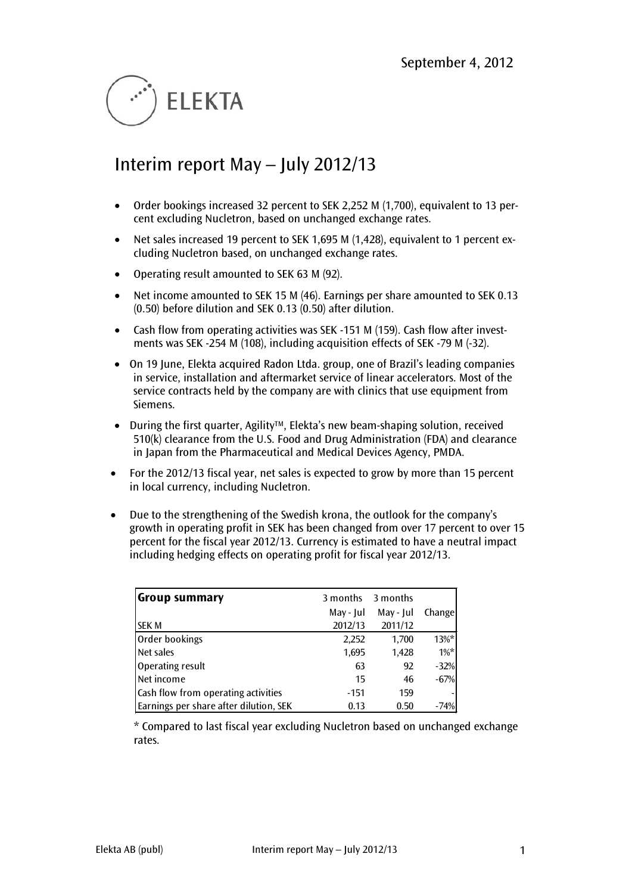September 4, 2012

ELEKTA

# Interim report May – July 2012/13

- Order bookings increased 32 percent to SEK 2,252 M (1,700), equivalent to 13 percent excluding Nucletron, based on unchanged exchange rates.
- Net sales increased 19 percent to SEK 1,695 M (1,428), equivalent to 1 percent excluding Nucletron based, on unchanged exchange rates.
- Operating result amounted to SEK 63 M (92).
- Net income amounted to SEK 15 M (46). Earnings per share amounted to SEK 0.13 (0.50) before dilution and SEK 0.13 (0.50) after dilution.
- Cash flow from operating activities was SEK -151 M (159). Cash flow after investments was SEK -254 M (108), including acquisition effects of SEK -79 M (-32).
- On 19 June, Elekta acquired Radon Ltda. group, one of Brazil's leading companies in service, installation and aftermarket service of linear accelerators. Most of the service contracts held by the company are with clinics that use equipment from Siemens.
- During the first quarter, Agility™, Elekta's new beam-shaping solution, received 510(k) clearance from the U.S. Food and Drug Administration (FDA) and clearance in Japan from the Pharmaceutical and Medical Devices Agency, PMDA.
- For the 2012/13 fiscal year, net sales is expected to grow by more than 15 percent in local currency, including Nucletron.
- Due to the strengthening of the Swedish krona, the outlook for the company's growth in operating profit in SEK has been changed from over 17 percent to over 15 percent for the fiscal year 2012/13. Currency is estimated to have a neutral impact including hedging effects on operating profit for fiscal year 2012/13.

| **Group summary** | 3 months | 3 months | |
|---|---|---|---|
| | May - Jul | May - Jul | Change |
| SEK M | 2012/13 | 2011/12 | |
| Order bookings | 2,252 | 1,700 | 13%* |
| Net sales | 1,695 | 1,428 | 1%* |
| Operating result | 63 | 92 | -32% |
| Net income | 15 | 46 | -67% |
| Cash flow from operating activities | -151 | 159 | - |
| Earnings per share after dilution, SEK | 0.13 | 0.50 | -74% |

* Compared to last fiscal year excluding Nucletron based on unchanged exchange rates.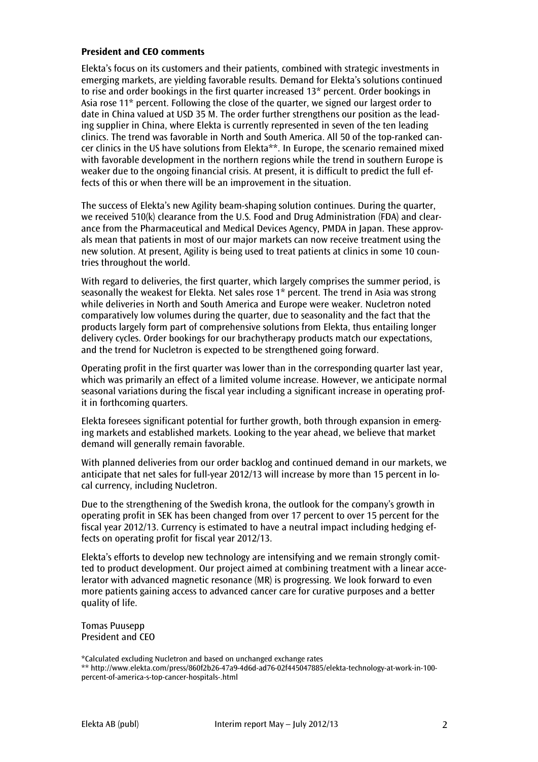**President and CEO comments**

Elekta's focus on its customers and their patients, combined with strategic investments in emerging markets, are yielding favorable results. Demand for Elekta's solutions continued to rise and order bookings in the first quarter increased 13* percent. Order bookings in Asia rose 11* percent. Following the close of the quarter, we signed our largest order to date in China valued at USD 35 M. The order further strengthens our position as the leading supplier in China, where Elekta is currently represented in seven of the ten leading clinics. The trend was favorable in North and South America. All 50 of the top-ranked cancer clinics in the US have solutions from Elekta**. In Europe, the scenario remained mixed with favorable development in the northern regions while the trend in southern Europe is weaker due to the ongoing financial crisis. At present, it is difficult to predict the full effects of this or when there will be an improvement in the situation.

The success of Elekta's new Agility beam-shaping solution continues. During the quarter, we received 510(k) clearance from the U.S. Food and Drug Administration (FDA) and clearance from the Pharmaceutical and Medical Devices Agency, PMDA in Japan. These approvals mean that patients in most of our major markets can now receive treatment using the new solution. At present, Agility is being used to treat patients at clinics in some 10 countries throughout the world.

With regard to deliveries, the first quarter, which largely comprises the summer period, is seasonally the weakest for Elekta. Net sales rose 1* percent. The trend in Asia was strong while deliveries in North and South America and Europe were weaker. Nucletron noted comparatively low volumes during the quarter, due to seasonality and the fact that the products largely form part of comprehensive solutions from Elekta, thus entailing longer delivery cycles. Order bookings for our brachytherapy products match our expectations, and the trend for Nucletron is expected to be strengthened going forward.

Operating profit in the first quarter was lower than in the corresponding quarter last year, which was primarily an effect of a limited volume increase. However, we anticipate normal seasonal variations during the fiscal year including a significant increase in operating profit in forthcoming quarters.

Elekta foresees significant potential for further growth, both through expansion in emerging markets and established markets. Looking to the year ahead, we believe that market demand will generally remain favorable.

With planned deliveries from our order backlog and continued demand in our markets, we anticipate that net sales for full-year 2012/13 will increase by more than 15 percent in local currency, including Nucletron.

Due to the strengthening of the Swedish krona, the outlook for the company's growth in operating profit in SEK has been changed from over 17 percent to over 15 percent for the fiscal year 2012/13. Currency is estimated to have a neutral impact including hedging effects on operating profit for fiscal year 2012/13.

Elekta's efforts to develop new technology are intensifying and we remain strongly comitted to product development. Our project aimed at combining treatment with a linear accelerator with advanced magnetic resonance (MR) is progressing. We look forward to even more patients gaining access to advanced cancer care for curative purposes and a better quality of life.

Tomas Puusepp
President and CEO

*Calculated excluding Nucletron and based on unchanged exchange rates
** http://www.elekta.com/press/860f2b26-47a9-4d6d-ad76-02f445047885/elekta-technology-at-work-in-100-percent-of-america-s-top-cancer-hospitals-.html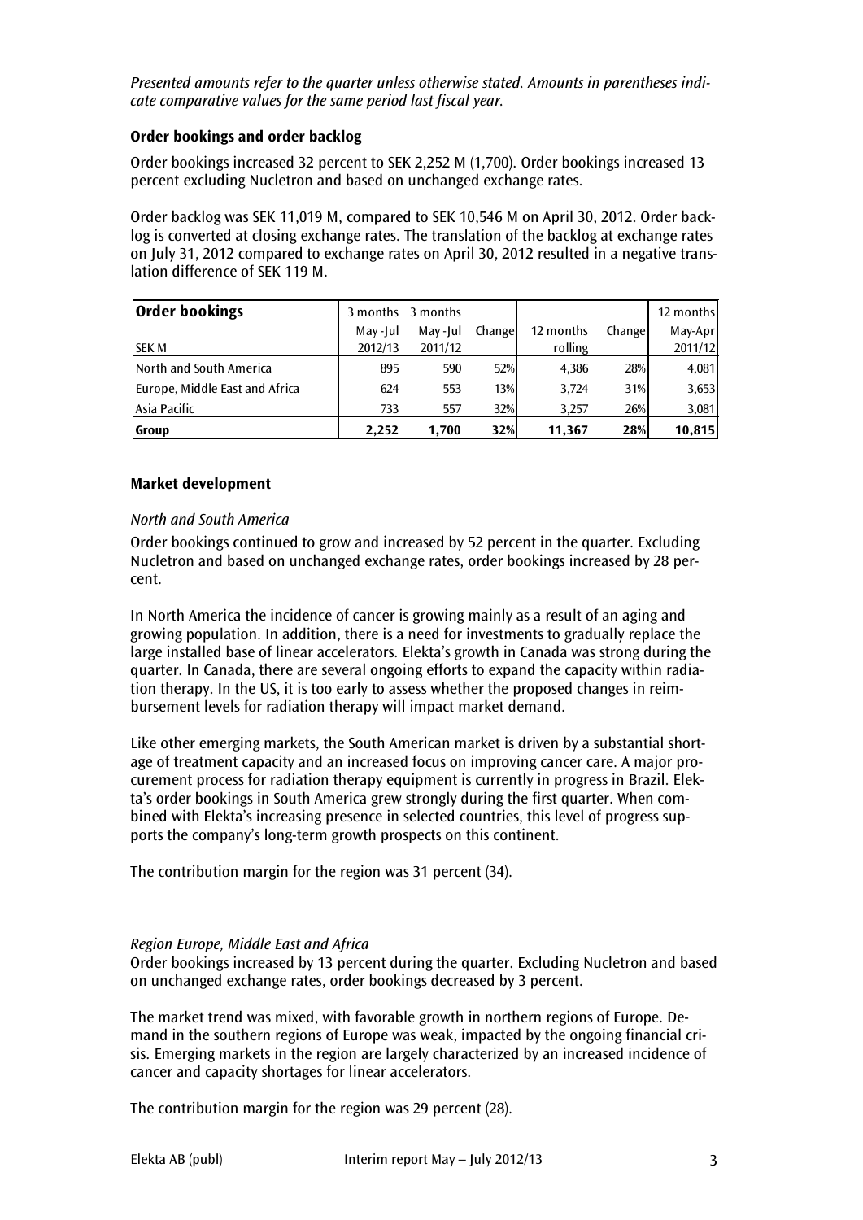*Presented amounts refer to the quarter unless otherwise stated. Amounts in parentheses indicate comparative values for the same period last fiscal year.*

**Order bookings and order backlog**

Order bookings increased 32 percent to SEK 2,252 M (1,700). Order bookings increased 13 percent excluding Nucletron and based on unchanged exchange rates.

Order backlog was SEK 11,019 M, compared to SEK 10,546 M on April 30, 2012. Order backlog is converted at closing exchange rates. The translation of the backlog at exchange rates on July 31, 2012 compared to exchange rates on April 30, 2012 resulted in a negative translation difference of SEK 119 M.

| **Order bookings** | 3 months | 3 months | | | | 12 months |
|---|---|---|---|---|---|---|
| SEK M | May -Jul 2012/13 | May -Jul 2011/12 | Change | 12 months rolling | Change | May-Apr 2011/12 |
| North and South America | 895 | 590 | 52% | 4,386 | 28% | 4,081 |
| Europe, Middle East and Africa | 624 | 553 | 13% | 3,724 | 31% | 3,653 |
| Asia Pacific | 733 | 557 | 32% | 3,257 | 26% | 3,081 |
| **Group** | **2,252** | **1,700** | **32%** | **11,367** | **28%** | **10,815** |

**Market development**

*North and South America*

Order bookings continued to grow and increased by 52 percent in the quarter. Excluding Nucletron and based on unchanged exchange rates, order bookings increased by 28 percent.

In North America the incidence of cancer is growing mainly as a result of an aging and growing population. In addition, there is a need for investments to gradually replace the large installed base of linear accelerators. Elekta's growth in Canada was strong during the quarter. In Canada, there are several ongoing efforts to expand the capacity within radiation therapy. In the US, it is too early to assess whether the proposed changes in reimbursement levels for radiation therapy will impact market demand.

Like other emerging markets, the South American market is driven by a substantial shortage of treatment capacity and an increased focus on improving cancer care. A major procurement process for radiation therapy equipment is currently in progress in Brazil. Elekta's order bookings in South America grew strongly during the first quarter. When combined with Elekta's increasing presence in selected countries, this level of progress supports the company's long-term growth prospects on this continent.

The contribution margin for the region was 31 percent (34).

*Region Europe, Middle East and Africa*

Order bookings increased by 13 percent during the quarter. Excluding Nucletron and based on unchanged exchange rates, order bookings decreased by 3 percent.

The market trend was mixed, with favorable growth in northern regions of Europe. Demand in the southern regions of Europe was weak, impacted by the ongoing financial crisis. Emerging markets in the region are largely characterized by an increased incidence of cancer and capacity shortages for linear accelerators.

The contribution margin for the region was 29 percent (28).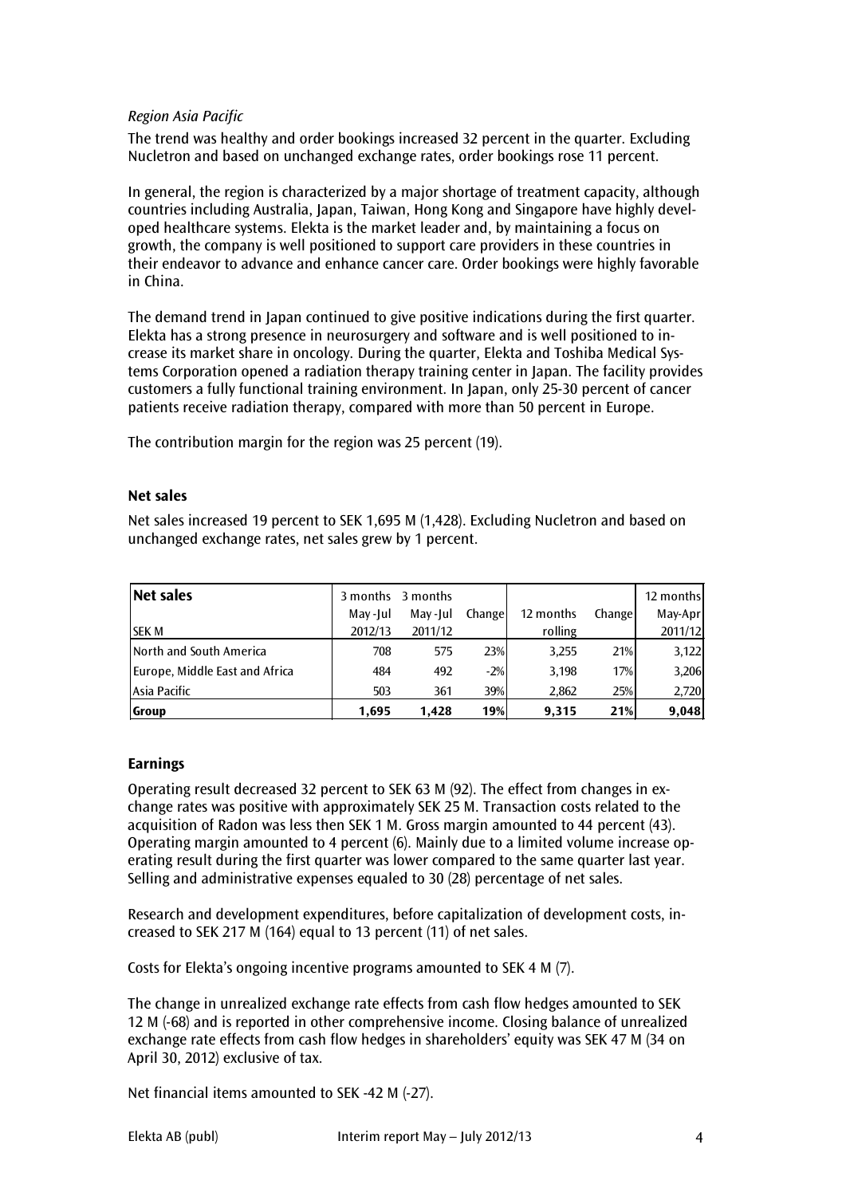*Region Asia Pacific*

The trend was healthy and order bookings increased 32 percent in the quarter. Excluding Nucletron and based on unchanged exchange rates, order bookings rose 11 percent.

In general, the region is characterized by a major shortage of treatment capacity, although countries including Australia, Japan, Taiwan, Hong Kong and Singapore have highly developed healthcare systems. Elekta is the market leader and, by maintaining a focus on growth, the company is well positioned to support care providers in these countries in their endeavor to advance and enhance cancer care. Order bookings were highly favorable in China.

The demand trend in Japan continued to give positive indications during the first quarter. Elekta has a strong presence in neurosurgery and software and is well positioned to increase its market share in oncology. During the quarter, Elekta and Toshiba Medical Systems Corporation opened a radiation therapy training center in Japan. The facility provides customers a fully functional training environment. In Japan, only 25-30 percent of cancer patients receive radiation therapy, compared with more than 50 percent in Europe.

The contribution margin for the region was 25 percent (19).

## Net sales

Net sales increased 19 percent to SEK 1,695 M (1,428). Excluding Nucletron and based on unchanged exchange rates, net sales grew by 1 percent.

| **Net sales**<br>SEK M | 3 months May -Jul 2012/13 | 3 months May -Jul 2011/12 | Change | 12 months rolling | Change | 12 months May-Apr 2011/12 |
|---|---|---|---|---|---|---|
| North and South America | 708 | 575 | 23% | 3,255 | 21% | 3,122 |
| Europe, Middle East and Africa | 484 | 492 | -2% | 3,198 | 17% | 3,206 |
| Asia Pacific | 503 | 361 | 39% | 2,862 | 25% | 2,720 |
| **Group** | **1,695** | **1,428** | **19%** | **9,315** | **21%** | **9,048** |

## Earnings

Operating result decreased 32 percent to SEK 63 M (92). The effect from changes in exchange rates was positive with approximately SEK 25 M. Transaction costs related to the acquisition of Radon was less then SEK 1 M. Gross margin amounted to 44 percent (43). Operating margin amounted to 4 percent (6). Mainly due to a limited volume increase operating result during the first quarter was lower compared to the same quarter last year. Selling and administrative expenses equaled to 30 (28) percentage of net sales.

Research and development expenditures, before capitalization of development costs, increased to SEK 217 M (164) equal to 13 percent (11) of net sales.

Costs for Elekta's ongoing incentive programs amounted to SEK 4 M (7).

The change in unrealized exchange rate effects from cash flow hedges amounted to SEK 12 M (-68) and is reported in other comprehensive income. Closing balance of unrealized exchange rate effects from cash flow hedges in shareholders' equity was SEK 47 M (34 on April 30, 2012) exclusive of tax.

Net financial items amounted to SEK -42 M (-27).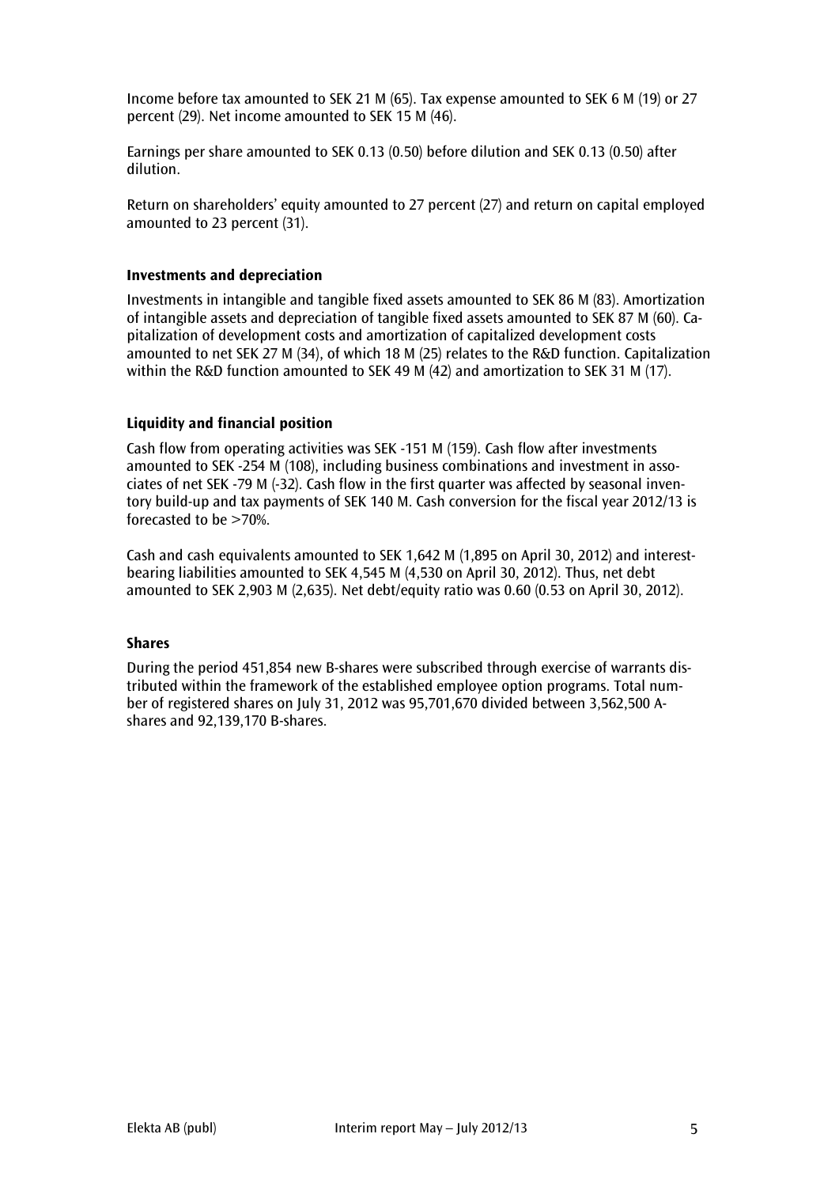Income before tax amounted to SEK 21 M (65). Tax expense amounted to SEK 6 M (19) or 27 percent (29). Net income amounted to SEK 15 M (46).

Earnings per share amounted to SEK 0.13 (0.50) before dilution and SEK 0.13 (0.50) after dilution.

Return on shareholders' equity amounted to 27 percent (27) and return on capital employed amounted to 23 percent (31).

### Investments and depreciation

Investments in intangible and tangible fixed assets amounted to SEK 86 M (83). Amortization of intangible assets and depreciation of tangible fixed assets amounted to SEK 87 M (60). Capitalization of development costs and amortization of capitalized development costs amounted to net SEK 27 M (34), of which 18 M (25) relates to the R&D function. Capitalization within the R&D function amounted to SEK 49 M (42) and amortization to SEK 31 M (17).

### Liquidity and financial position

Cash flow from operating activities was SEK -151 M (159). Cash flow after investments amounted to SEK -254 M (108), including business combinations and investment in associates of net SEK -79 M (-32). Cash flow in the first quarter was affected by seasonal inventory build-up and tax payments of SEK 140 M. Cash conversion for the fiscal year 2012/13 is forecasted to be >70%.

Cash and cash equivalents amounted to SEK 1,642 M (1,895 on April 30, 2012) and interest-bearing liabilities amounted to SEK 4,545 M (4,530 on April 30, 2012). Thus, net debt amounted to SEK 2,903 M (2,635). Net debt/equity ratio was 0.60 (0.53 on April 30, 2012).

### Shares

During the period 451,854 new B-shares were subscribed through exercise of warrants distributed within the framework of the established employee option programs. Total number of registered shares on July 31, 2012 was 95,701,670 divided between 3,562,500 A-shares and 92,139,170 B-shares.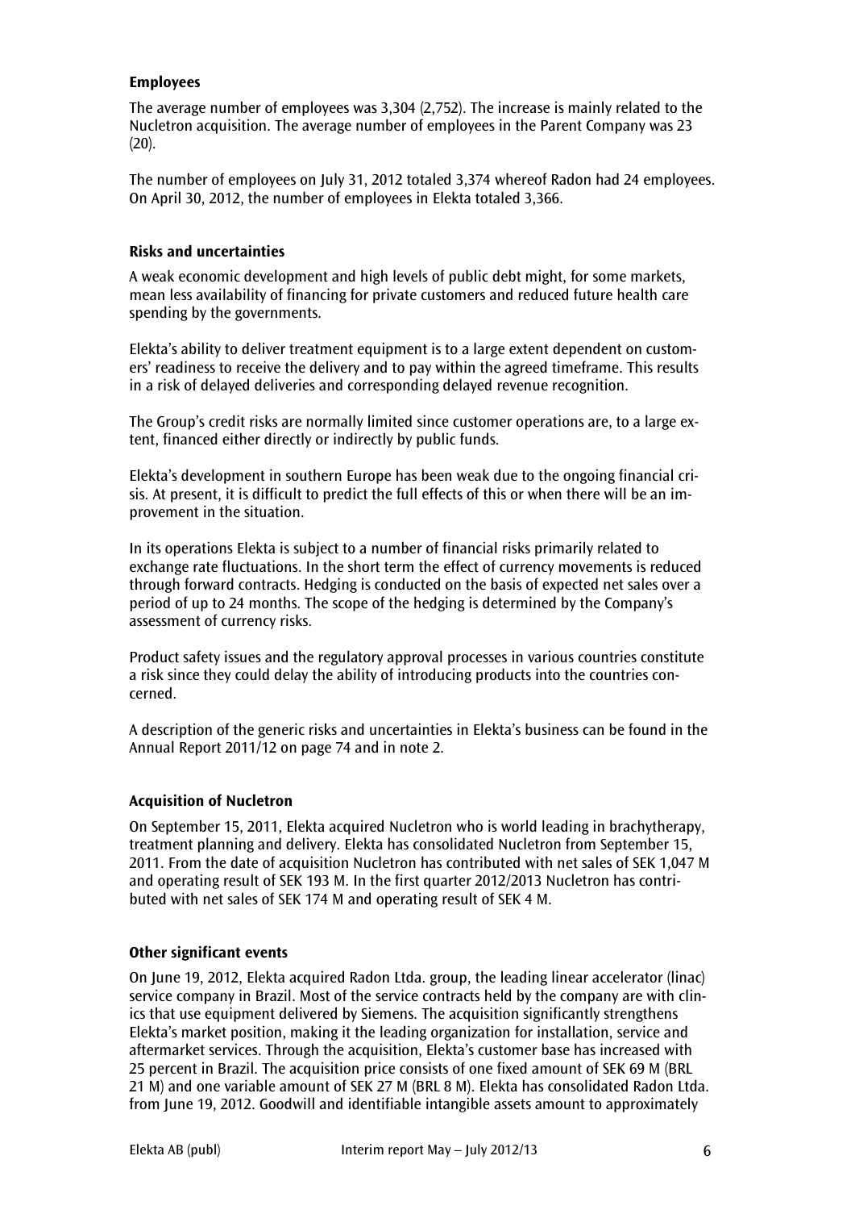**Employees**

The average number of employees was 3,304 (2,752). The increase is mainly related to the Nucletron acquisition. The average number of employees in the Parent Company was 23 (20).

The number of employees on July 31, 2012 totaled 3,374 whereof Radon had 24 employees. On April 30, 2012, the number of employees in Elekta totaled 3,366.

**Risks and uncertainties**

A weak economic development and high levels of public debt might, for some markets, mean less availability of financing for private customers and reduced future health care spending by the governments.

Elekta's ability to deliver treatment equipment is to a large extent dependent on customers' readiness to receive the delivery and to pay within the agreed timeframe. This results in a risk of delayed deliveries and corresponding delayed revenue recognition.

The Group's credit risks are normally limited since customer operations are, to a large extent, financed either directly or indirectly by public funds.

Elekta's development in southern Europe has been weak due to the ongoing financial crisis. At present, it is difficult to predict the full effects of this or when there will be an improvement in the situation.

In its operations Elekta is subject to a number of financial risks primarily related to exchange rate fluctuations. In the short term the effect of currency movements is reduced through forward contracts. Hedging is conducted on the basis of expected net sales over a period of up to 24 months. The scope of the hedging is determined by the Company's assessment of currency risks.

Product safety issues and the regulatory approval processes in various countries constitute a risk since they could delay the ability of introducing products into the countries concerned.

A description of the generic risks and uncertainties in Elekta's business can be found in the Annual Report 2011/12 on page 74 and in note 2.

**Acquisition of Nucletron**

On September 15, 2011, Elekta acquired Nucletron who is world leading in brachytherapy, treatment planning and delivery. Elekta has consolidated Nucletron from September 15, 2011. From the date of acquisition Nucletron has contributed with net sales of SEK 1,047 M and operating result of SEK 193 M. In the first quarter 2012/2013 Nucletron has contributed with net sales of SEK 174 M and operating result of SEK 4 M.

**Other significant events**

On June 19, 2012, Elekta acquired Radon Ltda. group, the leading linear accelerator (linac) service company in Brazil. Most of the service contracts held by the company are with clinics that use equipment delivered by Siemens. The acquisition significantly strengthens Elekta's market position, making it the leading organization for installation, service and aftermarket services. Through the acquisition, Elekta's customer base has increased with 25 percent in Brazil. The acquisition price consists of one fixed amount of SEK 69 M (BRL 21 M) and one variable amount of SEK 27 M (BRL 8 M). Elekta has consolidated Radon Ltda. from June 19, 2012. Goodwill and identifiable intangible assets amount to approximately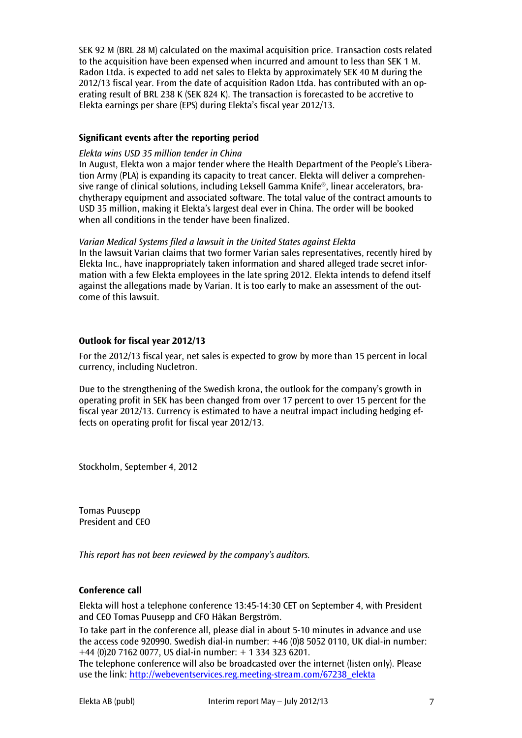SEK 92 M (BRL 28 M) calculated on the maximal acquisition price. Transaction costs related to the acquisition have been expensed when incurred and amount to less than SEK 1 M. Radon Ltda. is expected to add net sales to Elekta by approximately SEK 40 M during the 2012/13 fiscal year. From the date of acquisition Radon Ltda. has contributed with an operating result of BRL 238 K (SEK 824 K). The transaction is forecasted to be accretive to Elekta earnings per share (EPS) during Elekta's fiscal year 2012/13.

### Significant events after the reporting period

*Elekta wins USD 35 million tender in China*

In August, Elekta won a major tender where the Health Department of the People's Liberation Army (PLA) is expanding its capacity to treat cancer. Elekta will deliver a comprehensive range of clinical solutions, including Leksell Gamma Knife®, linear accelerators, brachytherapy equipment and associated software. The total value of the contract amounts to USD 35 million, making it Elekta's largest deal ever in China. The order will be booked when all conditions in the tender have been finalized.

*Varian Medical Systems filed a lawsuit in the United States against Elekta*

In the lawsuit Varian claims that two former Varian sales representatives, recently hired by Elekta Inc., have inappropriately taken information and shared alleged trade secret information with a few Elekta employees in the late spring 2012. Elekta intends to defend itself against the allegations made by Varian. It is too early to make an assessment of the outcome of this lawsuit.

### Outlook for fiscal year 2012/13

For the 2012/13 fiscal year, net sales is expected to grow by more than 15 percent in local currency, including Nucletron.

Due to the strengthening of the Swedish krona, the outlook for the company's growth in operating profit in SEK has been changed from over 17 percent to over 15 percent for the fiscal year 2012/13. Currency is estimated to have a neutral impact including hedging effects on operating profit for fiscal year 2012/13.

Stockholm, September 4, 2012

Tomas Puusepp
President and CEO

*This report has not been reviewed by the company's auditors.*

### Conference call

Elekta will host a telephone conference 13:45-14:30 CET on September 4, with President and CEO Tomas Puusepp and CFO Håkan Bergström.

To take part in the conference all, please dial in about 5-10 minutes in advance and use the access code 920990. Swedish dial-in number: +46 (0)8 5052 0110, UK dial-in number: +44 (0)20 7162 0077, US dial-in number: + 1 334 323 6201.

The telephone conference will also be broadcasted over the internet (listen only). Please use the link: [http://webeventservices.reg.meeting-stream.com/67238_elekta](http://webeventservices.reg.meeting-stream.com/67238_elekta)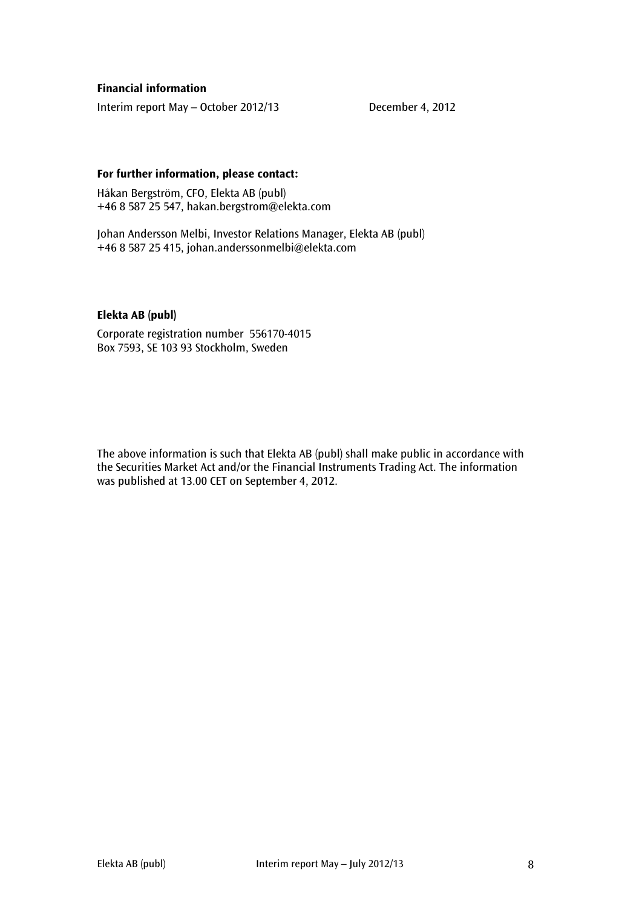**Financial information**

Interim report May – October 2012/13 December 4, 2012

**For further information, please contact:**

Håkan Bergström, CFO, Elekta AB (publ)
+46 8 587 25 547, hakan.bergstrom@elekta.com

Johan Andersson Melbi, Investor Relations Manager, Elekta AB (publ)
+46 8 587 25 415, johan.anderssonmelbi@elekta.com

**Elekta AB (publ)**

Corporate registration number 556170-4015
Box 7593, SE 103 93 Stockholm, Sweden

The above information is such that Elekta AB (publ) shall make public in accordance with the Securities Market Act and/or the Financial Instruments Trading Act. The information was published at 13.00 CET on September 4, 2012.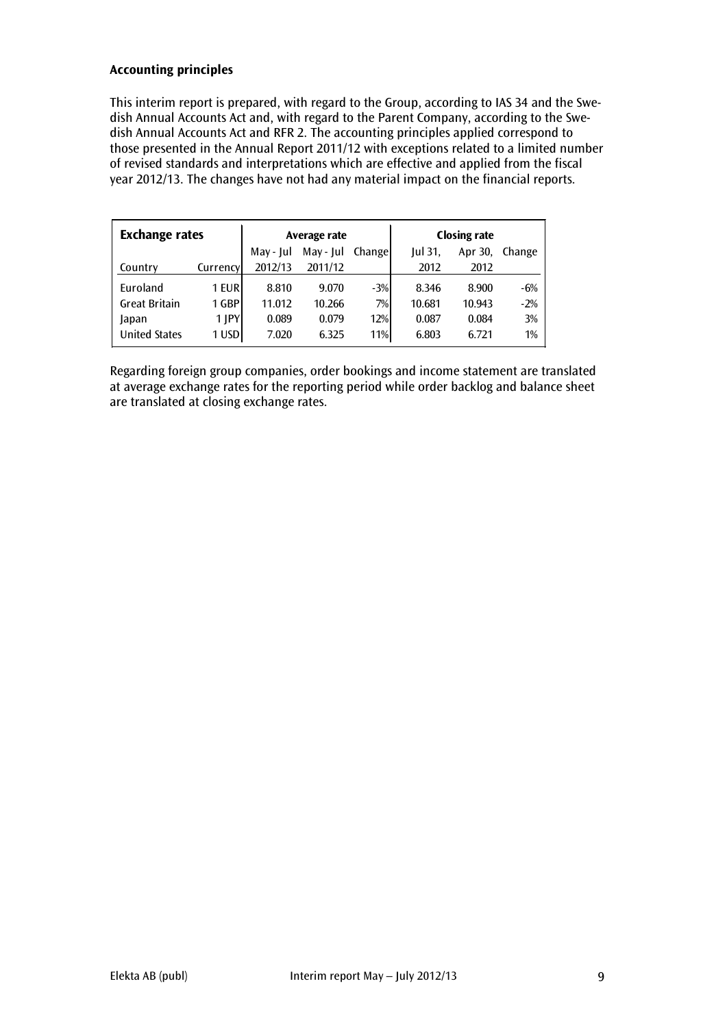### Accounting principles

This interim report is prepared, with regard to the Group, according to IAS 34 and the Swedish Annual Accounts Act and, with regard to the Parent Company, according to the Swedish Annual Accounts Act and RFR 2. The accounting principles applied correspond to those presented in the Annual Report 2011/12 with exceptions related to a limited number of revised standards and interpretations which are effective and applied from the fiscal year 2012/13. The changes have not had any material impact on the financial reports.

| **Exchange rates** | | **Average rate** | | | **Closing rate** | | |
|---|---|---|---|---|---|---|---|
| | | May - Jul | May - Jul | Change | Jul 31, | Apr 30, | Change |
| Country | Currency | 2012/13 | 2011/12 | | 2012 | 2012 | |
| Euroland | 1 EUR | 8.810 | 9.070 | -3% | 8.346 | 8.900 | -6% |
| Great Britain | 1 GBP | 11.012 | 10.266 | 7% | 10.681 | 10.943 | -2% |
| Japan | 1 JPY | 0.089 | 0.079 | 12% | 0.087 | 0.084 | 3% |
| United States | 1 USD | 7.020 | 6.325 | 11% | 6.803 | 6.721 | 1% |

Regarding foreign group companies, order bookings and income statement are translated at average exchange rates for the reporting period while order backlog and balance sheet are translated at closing exchange rates.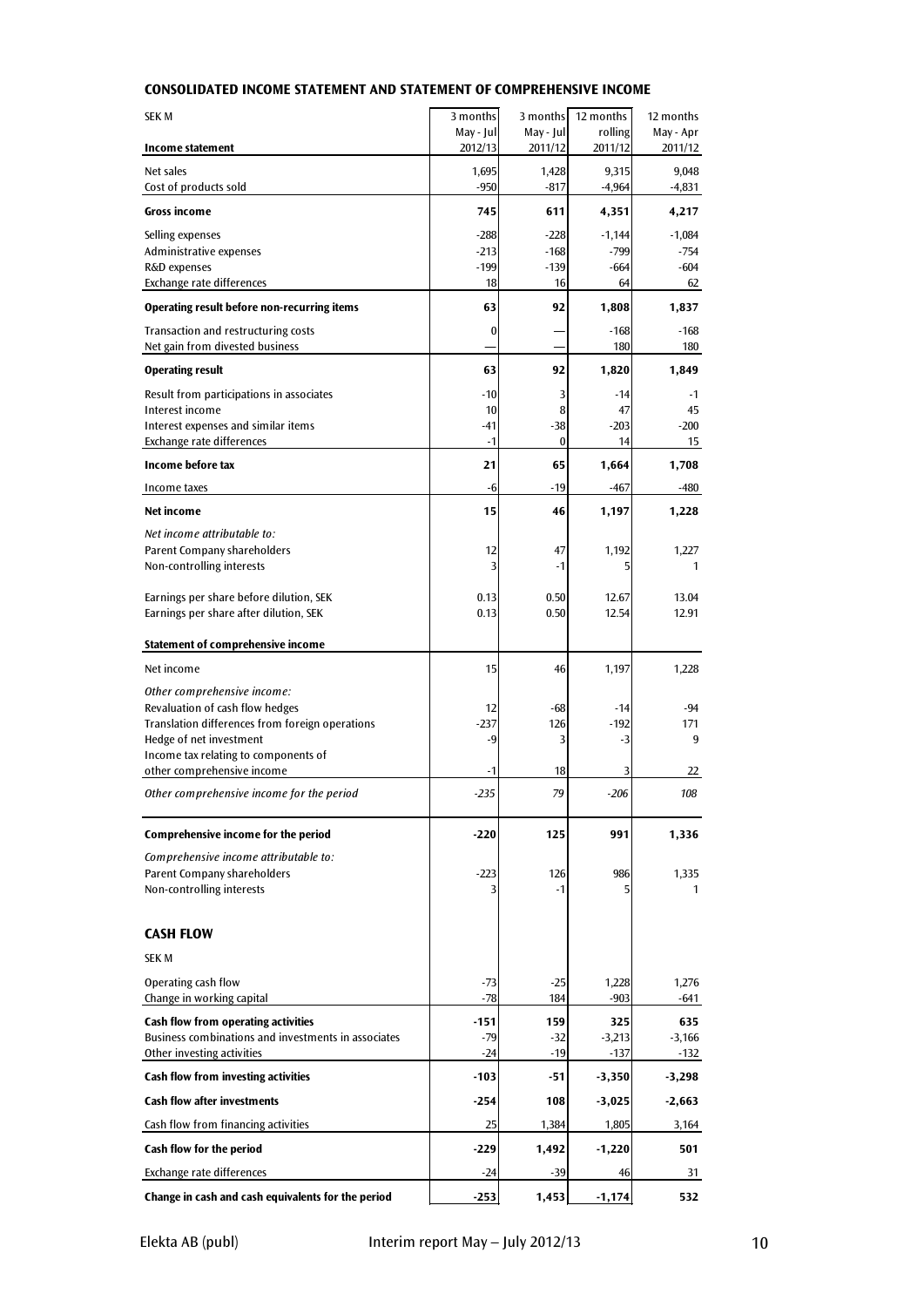## CONSOLIDATED INCOME STATEMENT AND STATEMENT OF COMPREHENSIVE INCOME

| SEK M<br>**Income statement** | 3 months<br>May - Jul<br>2012/13 | 3 months<br>May - Jul<br>2011/12 | 12 months<br>rolling<br>2011/12 | 12 months<br>May - Apr<br>2011/12 |
|---|---|---|---|---|
| Net sales | 1,695 | 1,428 | 9,315 | 9,048 |
| Cost of products sold | -950 | -817 | -4,964 | -4,831 |
| **Gross income** | **745** | **611** | **4,351** | **4,217** |
| Selling expenses | -288 | -228 | -1,144 | -1,084 |
| Administrative expenses | -213 | -168 | -799 | -754 |
| R&D expenses | -199 | -139 | -664 | -604 |
| Exchange rate differences | 18 | 16 | 64 | 62 |
| **Operating result before non-recurring items** | **63** | **92** | **1,808** | **1,837** |
| Transaction and restructuring costs | 0 | — | -168 | -168 |
| Net gain from divested business | — | — | 180 | 180 |
| **Operating result** | **63** | **92** | **1,820** | **1,849** |
| Result from participations in associates | -10 | 3 | -14 | -1 |
| Interest income | 10 | 8 | 47 | 45 |
| Interest expenses and similar items | -41 | -38 | -203 | -200 |
| Exchange rate differences | -1 | 0 | 14 | 15 |
| **Income before tax** | **21** | **65** | **1,664** | **1,708** |
| Income taxes | -6 | -19 | -467 | -480 |
| **Net income** | **15** | **46** | **1,197** | **1,228** |
| *Net income attributable to:* | | | | |
| Parent Company shareholders | 12 | 47 | 1,192 | 1,227 |
| Non-controlling interests | 3 | -1 | 5 | 1 |
| Earnings per share before dilution, SEK | 0.13 | 0.50 | 12.67 | 13.04 |
| Earnings per share after dilution, SEK | 0.13 | 0.50 | 12.54 | 12.91 |
| **Statement of comprehensive income** | | | | |
| Net income | 15 | 46 | 1,197 | 1,228 |
| *Other comprehensive income:* | | | | |
| Revaluation of cash flow hedges | 12 | -68 | -14 | -94 |
| Translation differences from foreign operations | -237 | 126 | -192 | 171 |
| Hedge of net investment | -9 | 3 | -3 | 9 |
| Income tax relating to components of other comprehensive income | -1 | 18 | 3 | 22 |
| *Other comprehensive income for the period* | *-235* | *79* | *-206* | *108* |
| **Comprehensive income for the period** | **-220** | **125** | **991** | **1,336** |
| *Comprehensive income attributable to:* | | | | |
| Parent Company shareholders | -223 | 126 | 986 | 1,335 |
| Non-controlling interests | 3 | -1 | 5 | 1 |

## CASH FLOW

| SEK M | 3 months<br>May - Jul<br>2012/13 | 3 months<br>May - Jul<br>2011/12 | 12 months<br>rolling<br>2011/12 | 12 months<br>May - Apr<br>2011/12 |
|---|---|---|---|---|
| Operating cash flow | -73 | -25 | 1,228 | 1,276 |
| Change in working capital | -78 | 184 | -903 | -641 |
| **Cash flow from operating activities** | **-151** | **159** | **325** | **635** |
| Business combinations and investments in associates | -79 | -32 | -3,213 | -3,166 |
| Other investing activities | -24 | -19 | -137 | -132 |
| **Cash flow from investing activities** | **-103** | **-51** | **-3,350** | **-3,298** |
| **Cash flow after investments** | **-254** | **108** | **-3,025** | **-2,663** |
| Cash flow from financing activities | 25 | 1,384 | 1,805 | 3,164 |
| **Cash flow for the period** | **-229** | **1,492** | **-1,220** | **501** |
| Exchange rate differences | -24 | -39 | 46 | 31 |
| **Change in cash and cash equivalents for the period** | **-253** | **1,453** | **-1,174** | **532** |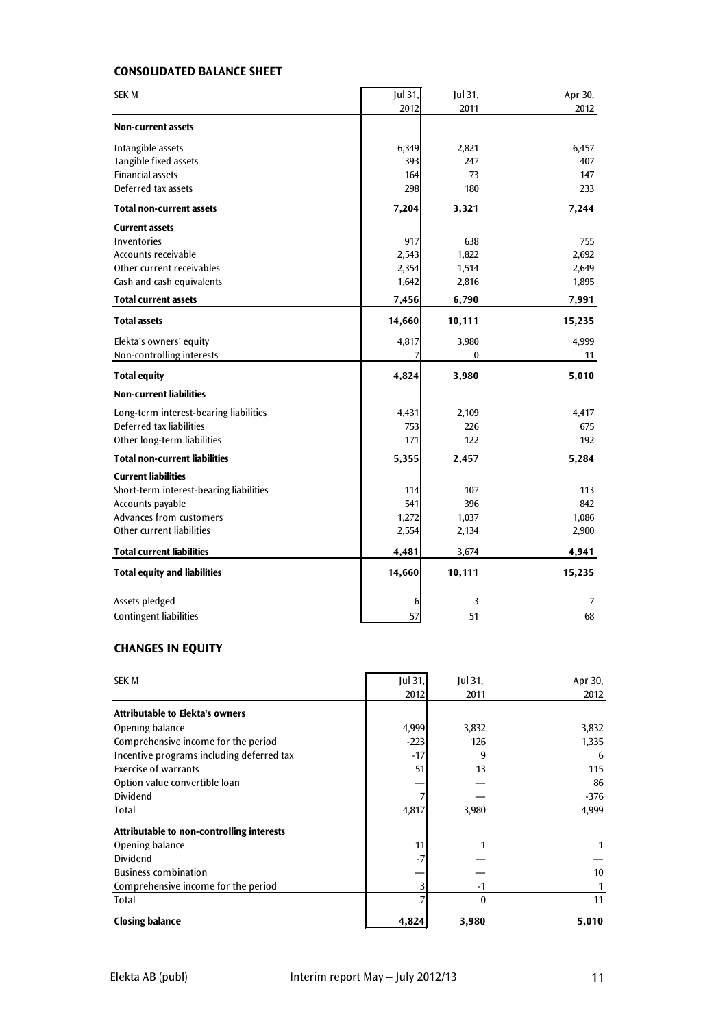### CONSOLIDATED BALANCE SHEET

| SEK M | Jul 31, 2012 | Jul 31, 2011 | Apr 30, 2012 |
|---|---|---|---|
| **Non-current assets** | | | |
| Intangible assets | 6,349 | 2,821 | 6,457 |
| Tangible fixed assets | 393 | 247 | 407 |
| Financial assets | 164 | 73 | 147 |
| Deferred tax assets | 298 | 180 | 233 |
| **Total non-current assets** | **7,204** | **3,321** | **7,244** |
| **Current assets** | | | |
| Inventories | 917 | 638 | 755 |
| Accounts receivable | 2,543 | 1,822 | 2,692 |
| Other current receivables | 2,354 | 1,514 | 2,649 |
| Cash and cash equivalents | 1,642 | 2,816 | 1,895 |
| **Total current assets** | **7,456** | **6,790** | **7,991** |
| **Total assets** | **14,660** | **10,111** | **15,235** |
| Elekta's owners' equity | 4,817 | 3,980 | 4,999 |
| Non-controlling interests | 7 | 0 | 11 |
| **Total equity** | **4,824** | **3,980** | **5,010** |
| **Non-current liabilities** | | | |
| Long-term interest-bearing liabilities | 4,431 | 2,109 | 4,417 |
| Deferred tax liabilities | 753 | 226 | 675 |
| Other long-term liabilities | 171 | 122 | 192 |
| **Total non-current liabilities** | **5,355** | **2,457** | **5,284** |
| **Current liabilities** | | | |
| Short-term interest-bearing liabilities | 114 | 107 | 113 |
| Accounts payable | 541 | 396 | 842 |
| Advances from customers | 1,272 | 1,037 | 1,086 |
| Other current liabilities | 2,554 | 2,134 | 2,900 |
| **Total current liabilities** | **4,481** | 3,674 | **4,941** |
| **Total equity and liabilities** | **14,660** | **10,111** | **15,235** |
| Assets pledged | 6 | 3 | 7 |
| Contingent liabilities | 57 | 51 | 68 |

### CHANGES IN EQUITY

| SEK M | Jul 31, 2012 | Jul 31, 2011 | Apr 30, 2012 |
|---|---|---|---|
| **Attributable to Elekta's owners** | | | |
| Opening balance | 4,999 | 3,832 | 3,832 |
| Comprehensive income for the period | -223 | 126 | 1,335 |
| Incentive programs including deferred tax | -17 | 9 | 6 |
| Exercise of warrants | 51 | 13 | 115 |
| Option value convertible loan | — | — | 86 |
| Dividend | 7 | — | -376 |
| Total | 4,817 | 3,980 | 4,999 |
| **Attributable to non-controlling interests** | | | |
| Opening balance | 11 | 1 | 1 |
| Dividend | -7 | — | — |
| Business combination | — | — | 10 |
| Comprehensive income for the period | 3 | -1 | 1 |
| Total | 7 | 0 | 11 |
| **Closing balance** | **4,824** | **3,980** | **5,010** |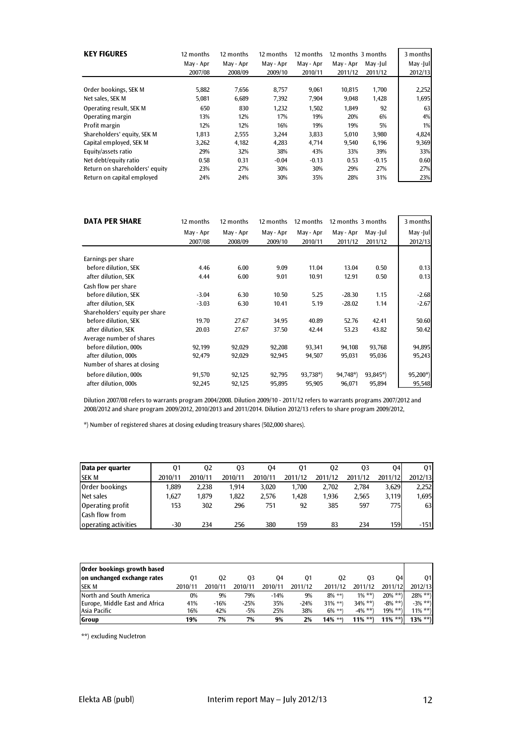| KEY FIGURES | 12 months | 12 months | 12 months | 12 months | 12 months | 3 months | 3 months |
|---|---|---|---|---|---|---|---|
| | May - Apr | May - Apr | May - Apr | May - Apr | May - Apr | May -Jul | May -Jul |
| | 2007/08 | 2008/09 | 2009/10 | 2010/11 | 2011/12 | 2011/12 | 2012/13 |
| Order bookings, SEK M | 5,882 | 7,656 | 8,757 | 9,061 | 10,815 | 1,700 | 2,252 |
| Net sales, SEK M | 5,081 | 6,689 | 7,392 | 7,904 | 9,048 | 1,428 | 1,695 |
| Operating result, SEK M | 650 | 830 | 1,232 | 1,502 | 1,849 | 92 | 63 |
| Operating margin | 13% | 12% | 17% | 19% | 20% | 6% | 4% |
| Profit margin | 12% | 12% | 16% | 19% | 19% | 5% | 1% |
| Shareholders' equity, SEK M | 1,813 | 2,555 | 3,244 | 3,833 | 5,010 | 3,980 | 4,824 |
| Capital employed, SEK M | 3,262 | 4,182 | 4,283 | 4,714 | 9,540 | 6,196 | 9,369 |
| Equity/assets ratio | 29% | 32% | 38% | 43% | 33% | 39% | 33% |
| Net debt/equity ratio | 0.58 | 0.31 | -0.04 | -0.13 | 0.53 | -0.15 | 0.60 |
| Return on shareholders' equity | 23% | 27% | 30% | 30% | 29% | 27% | 27% |
| Return on capital employed | 24% | 24% | 30% | 35% | 28% | 31% | 23% |

| DATA PER SHARE | 12 months | 12 months | 12 months | 12 months | 12 months | 3 months | 3 months |
|---|---|---|---|---|---|---|---|
| | May - Apr | May - Apr | May - Apr | May - Apr | May - Apr | May -Jul | May -Jul |
| | 2007/08 | 2008/09 | 2009/10 | 2010/11 | 2011/12 | 2011/12 | 2012/13 |
| Earnings per share | | | | | | | |
| before dilution, SEK | 4.46 | 6.00 | 9.09 | 11.04 | 13.04 | 0.50 | 0.13 |
| after dilution, SEK | 4.44 | 6.00 | 9.01 | 10.91 | 12.91 | 0.50 | 0.13 |
| Cash flow per share | | | | | | | |
| before dilution, SEK | -3.04 | 6.30 | 10.50 | 5.25 | -28.30 | 1.15 | -2.68 |
| after dilution, SEK | -3.03 | 6.30 | 10.41 | 5.19 | -28.02 | 1.14 | -2.67 |
| Shareholders' equity per share | | | | | | | |
| before dilution, SEK | 19.70 | 27.67 | 34.95 | 40.89 | 52.76 | 42.41 | 50.60 |
| after dilution, SEK | 20.03 | 27.67 | 37.50 | 42.44 | 53.23 | 43.82 | 50.42 |
| Average number of shares | | | | | | | |
| before dilution, 000s | 92,199 | 92,029 | 92,208 | 93,341 | 94,108 | 93,768 | 94,895 |
| after dilution, 000s | 92,479 | 92,029 | 92,945 | 94,507 | 95,031 | 95,036 | 95,243 |
| Number of shares at closing | | | | | | | |
| before dilution, 000s | 91,570 | 92,125 | 92,795 | 93,738*) | 94,748*) | 93,845*) | 95,200*) |
| after dilution, 000s | 92,245 | 92,125 | 95,895 | 95,905 | 96,071 | 95,894 | 95,548 |

Dilution 2007/08 refers to warrants program 2004/2008. Dilution 2009/10 - 2011/12 refers to warrants programs 2007/2012 and 2008/2012 and share program 2009/2012, 2010/2013 and 2011/2014. Dilution 2012/13 refers to share program 2009/2012,

*) Number of registered shares at closing exluding treasury shares (502,000 shares).

| Data per quarter | Q1 | Q2 | Q3 | Q4 | Q1 | Q2 | Q3 | Q4 | Q1 |
|---|---|---|---|---|---|---|---|---|---|
| SEK M | 2010/11 | 2010/11 | 2010/11 | 2010/11 | 2011/12 | 2011/12 | 2011/12 | 2011/12 | 2012/13 |
| Order bookings | 1,889 | 2,238 | 1,914 | 3,020 | 1,700 | 2,702 | 2,784 | 3,629 | 2,252 |
| Net sales | 1,627 | 1,879 | 1,822 | 2,576 | 1,428 | 1,936 | 2,565 | 3,119 | 1,695 |
| Operating profit | 153 | 302 | 296 | 751 | 92 | 385 | 597 | 775 | 63 |
| Cash flow from operating activities | -30 | 234 | 256 | 380 | 159 | 83 | 234 | 159 | -151 |

| Order bookings growth based on unchanged exchange rates | Q1 | Q2 | Q3 | Q4 | Q1 | Q2 | Q3 | Q4 | Q1 |
|---|---|---|---|---|---|---|---|---|---|
| SEK M | 2010/11 | 2010/11 | 2010/11 | 2010/11 | 2011/12 | 2011/12 | 2011/12 | 2011/12 | 2012/13 |
| North and South America | 0% | 9% | 79% | -14% | 9% | 8% **) | 1% **) | 20% **) | 28% **) |
| Europe, Middle East and Africa | 41% | -16% | -25% | 35% | -24% | 31% **) | 34% **) | -8% **) | -3% **) |
| Asia Pacific | 16% | 42% | -5% | 25% | 38% | 6% **) | -4% **) | 19% **) | 11% **) |
| **Group** | **19%** | **7%** | **7%** | **9%** | **2%** | **14% \*\*)** | **11% \*\*)** | **11% \*\*)** | **13% \*\*)** |

**) excluding Nucletron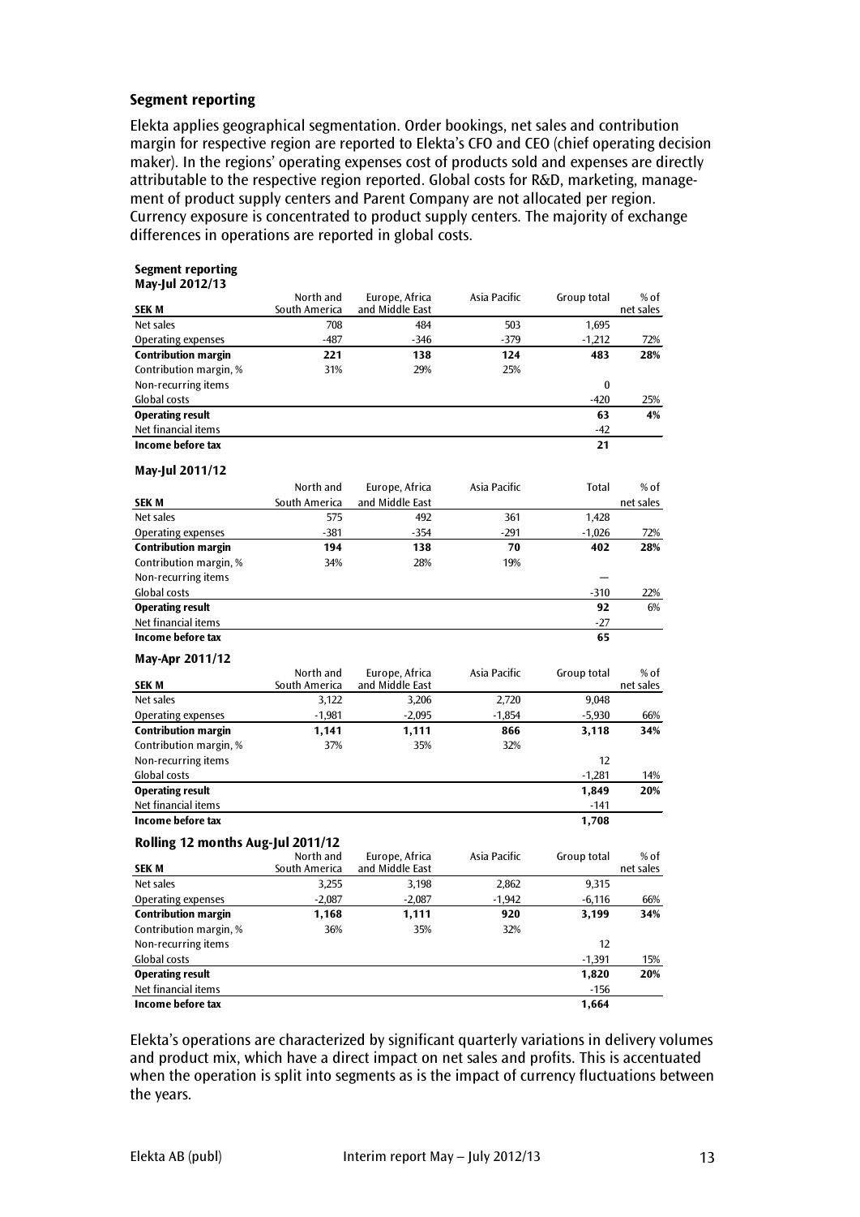### Segment reporting

Elekta applies geographical segmentation. Order bookings, net sales and contribution margin for respective region are reported to Elekta's CFO and CEO (chief operating decision maker). In the regions' operating expenses cost of products sold and expenses are directly attributable to the respective region reported. Global costs for R&D, marketing, management of product supply centers and Parent Company are not allocated per region. Currency exposure is concentrated to product supply centers. The majority of exchange differences in operations are reported in global costs.

**Segment reporting**
**May-Jul 2012/13**

| SEK M | North and South America | Europe, Africa and Middle East | Asia Pacific | Group total | % of net sales |
|---|---|---|---|---|---|
| Net sales | 708 | 484 | 503 | 1,695 | |
| Operating expenses | -487 | -346 | -379 | -1,212 | 72% |
| **Contribution margin** | **221** | **138** | **124** | **483** | **28%** |
| Contribution margin, % | 31% | 29% | 25% | | |
| Non-recurring items | | | | 0 | |
| Global costs | | | | -420 | 25% |
| **Operating result** | | | | **63** | **4%** |
| Net financial items | | | | -42 | |
| **Income before tax** | | | | **21** | |

**May-Jul 2011/12**

| SEK M | North and South America | Europe, Africa and Middle East | Asia Pacific | Total | % of net sales |
|---|---|---|---|---|---|
| Net sales | 575 | 492 | 361 | 1,428 | |
| Operating expenses | -381 | -354 | -291 | -1,026 | 72% |
| **Contribution margin** | **194** | **138** | **70** | **402** | **28%** |
| Contribution margin, % | 34% | 28% | 19% | | |
| Non-recurring items | | | | — | |
| Global costs | | | | -310 | 22% |
| **Operating result** | | | | **92** | 6% |
| Net financial items | | | | -27 | |
| **Income before tax** | | | | **65** | |

**May-Apr 2011/12**

| SEK M | North and South America | Europe, Africa and Middle East | Asia Pacific | Group total | % of net sales |
|---|---|---|---|---|---|
| Net sales | 3,122 | 3,206 | 2,720 | 9,048 | |
| Operating expenses | -1,981 | -2,095 | -1,854 | -5,930 | 66% |
| **Contribution margin** | **1,141** | **1,111** | **866** | **3,118** | **34%** |
| Contribution margin, % | 37% | 35% | 32% | | |
| Non-recurring items | | | | 12 | |
| Global costs | | | | -1,281 | 14% |
| **Operating result** | | | | **1,849** | **20%** |
| Net financial items | | | | -141 | |
| **Income before tax** | | | | **1,708** | |

**Rolling 12 months Aug-Jul 2011/12**

| SEK M | North and South America | Europe, Africa and Middle East | Asia Pacific | Group total | % of net sales |
|---|---|---|---|---|---|
| Net sales | 3,255 | 3,198 | 2,862 | 9,315 | |
| Operating expenses | -2,087 | -2,087 | -1,942 | -6,116 | 66% |
| **Contribution margin** | **1,168** | **1,111** | **920** | **3,199** | **34%** |
| Contribution margin, % | 36% | 35% | 32% | | |
| Non-recurring items | | | | 12 | |
| Global costs | | | | -1,391 | 15% |
| **Operating result** | | | | **1,820** | **20%** |
| Net financial items | | | | -156 | |
| **Income before tax** | | | | **1,664** | |

Elekta's operations are characterized by significant quarterly variations in delivery volumes and product mix, which have a direct impact on net sales and profits. This is accentuated when the operation is split into segments as is the impact of currency fluctuations between the years.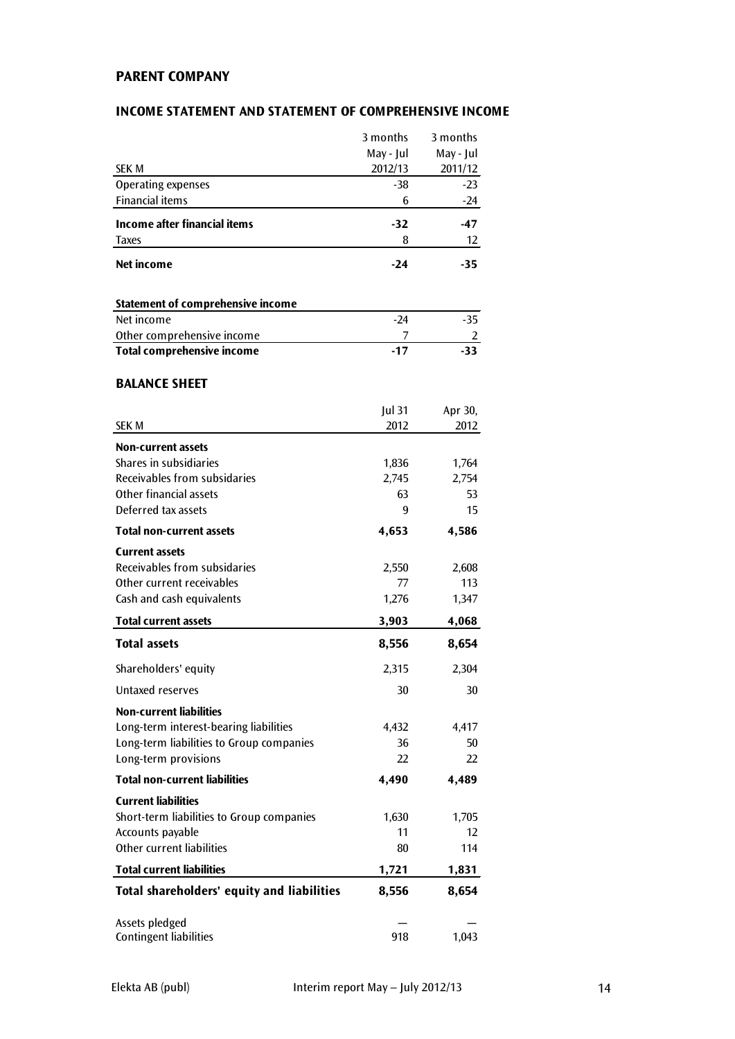## PARENT COMPANY

### INCOME STATEMENT AND STATEMENT OF COMPREHENSIVE INCOME

| SEK M | 3 months May - Jul 2012/13 | 3 months May - Jul 2011/12 |
|---|---|---|
| Operating expenses | -38 | -23 |
| Financial items | 6 | -24 |
| **Income after financial items** | **-32** | **-47** |
| Taxes | 8 | 12 |
| **Net income** | **-24** | **-35** |

| **Statement of comprehensive income** | | |
|---|---|---|
| Net income | -24 | -35 |
| Other comprehensive income | 7 | 2 |
| **Total comprehensive income** | **-17** | **-33** |

### BALANCE SHEET

| SEK M | Jul 31 2012 | Apr 30, 2012 |
|---|---|---|
| **Non-current assets** | | |
| Shares in subsidiaries | 1,836 | 1,764 |
| Receivables from subsidaries | 2,745 | 2,754 |
| Other financial assets | 63 | 53 |
| Deferred tax assets | 9 | 15 |
| **Total non-current assets** | **4,653** | **4,586** |
| **Current assets** | | |
| Receivables from subsidaries | 2,550 | 2,608 |
| Other current receivables | 77 | 113 |
| Cash and cash equivalents | 1,276 | 1,347 |
| **Total current assets** | **3,903** | **4,068** |
| **Total assets** | **8,556** | **8,654** |
| Shareholders' equity | 2,315 | 2,304 |
| Untaxed reserves | 30 | 30 |
| **Non-current liabilities** | | |
| Long-term interest-bearing liabilities | 4,432 | 4,417 |
| Long-term liabilities to Group companies | 36 | 50 |
| Long-term provisions | 22 | 22 |
| **Total non-current liabilities** | **4,490** | **4,489** |
| **Current liabilities** | | |
| Short-term liabilities to Group companies | 1,630 | 1,705 |
| Accounts payable | 11 | 12 |
| Other current liabilities | 80 | 114 |
| **Total current liabilities** | **1,721** | **1,831** |
| **Total shareholders' equity and liabilities** | **8,556** | **8,654** |
| Assets pledged | — | — |
| Contingent liabilities | 918 | 1,043 |